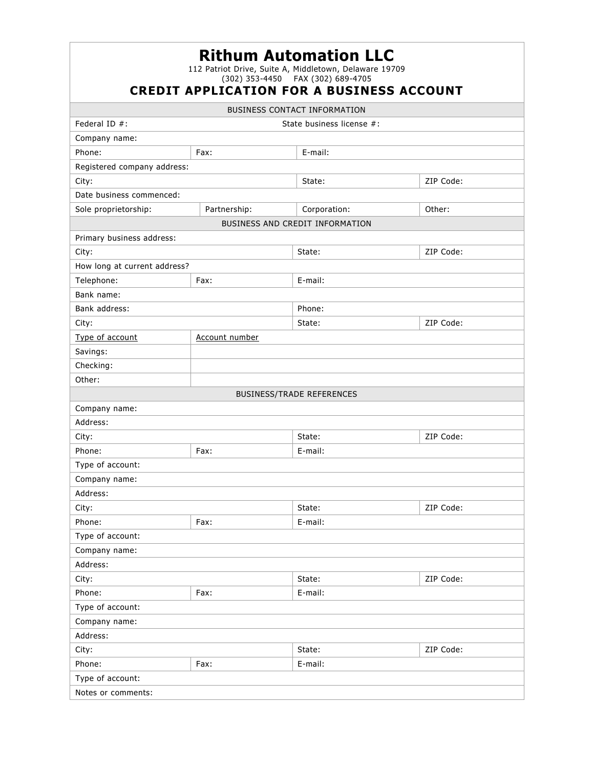# Rithum Automation LLC

112 Patriot Drive, Suite A, Middletown, Delaware 19709
(302) 353-4450 FAX (302) 689-4705

## CREDIT APPLICATION FOR A BUSINESS ACCOUNT

| BUSINESS CONTACT INFORMATION | | | |
|---|---|---|---|
| Federal ID #: | | State business license #: | |
| Company name: | | | |
| Phone: | Fax: | E-mail: | |
| Registered company address: | | | |
| City: | | State: | ZIP Code: |
| Date business commenced: | | | |
| Sole proprietorship: | Partnership: | Corporation: | Other: |

| BUSINESS AND CREDIT INFORMATION | | | |
|---|---|---|---|
| Primary business address: | | | |
| City: | | State: | ZIP Code: |
| How long at current address? | | | |
| Telephone: | Fax: | E-mail: | |
| Bank name: | | | |
| Bank address: | | Phone: | |
| City: | | State: | ZIP Code: |
| Type of account | Account number | | |
| Savings: | | | |
| Checking: | | | |
| Other: | | | |

| BUSINESS/TRADE REFERENCES | | | |
|---|---|---|---|
| Company name: | | | |
| Address: | | | |
| City: | | State: | ZIP Code: |
| Phone: | Fax: | E-mail: | |
| Type of account: | | | |
| Company name: | | | |
| Address: | | | |
| City: | | State: | ZIP Code: |
| Phone: | Fax: | E-mail: | |
| Type of account: | | | |
| Company name: | | | |
| Address: | | | |
| City: | | State: | ZIP Code: |
| Phone: | Fax: | E-mail: | |
| Type of account: | | | |
| Company name: | | | |
| Address: | | | |
| City: | | State: | ZIP Code: |
| Phone: | Fax: | E-mail: | |
| Type of account: | | | |
| Notes or comments: | | | |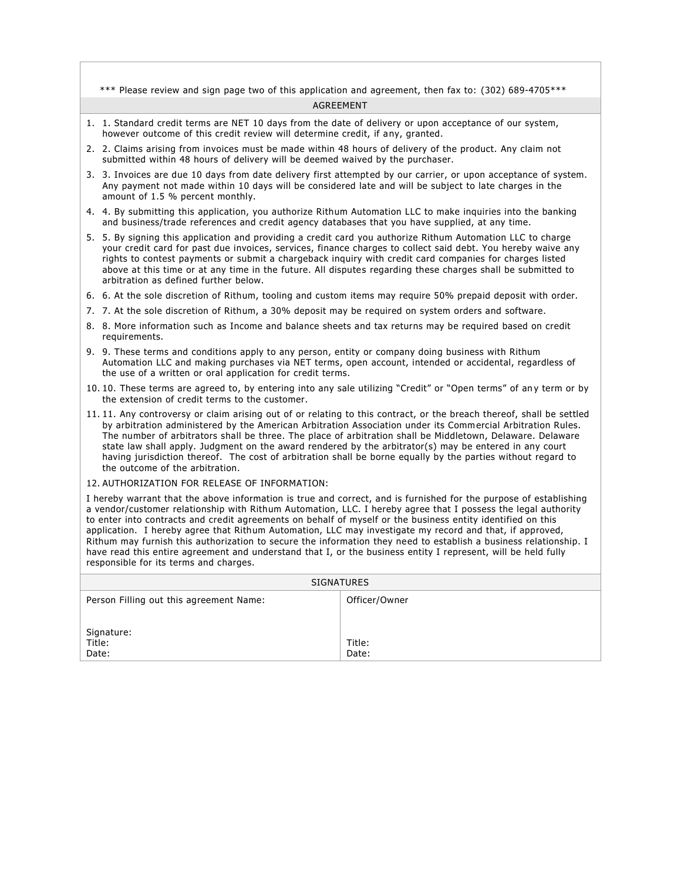*** Please review and sign page two of this application and agreement, then fax to: (302) 689-4705***

## AGREEMENT

1. 1. Standard credit terms are NET 10 days from the date of delivery or upon acceptance of our system, however outcome of this credit review will determine credit, if any, granted.
2. 2. Claims arising from invoices must be made within 48 hours of delivery of the product. Any claim not submitted within 48 hours of delivery will be deemed waived by the purchaser.
3. 3. Invoices are due 10 days from date delivery first attempted by our carrier, or upon acceptance of system. Any payment not made within 10 days will be considered late and will be subject to late charges in the amount of 1.5 % percent monthly.
4. 4. By submitting this application, you authorize Rithum Automation LLC to make inquiries into the banking and business/trade references and credit agency databases that you have supplied, at any time.
5. 5. By signing this application and providing a credit card you authorize Rithum Automation LLC to charge your credit card for past due invoices, services, finance charges to collect said debt. You hereby waive any rights to contest payments or submit a chargeback inquiry with credit card companies for charges listed above at this time or at any time in the future. All disputes regarding these charges shall be submitted to arbitration as defined further below.
6. 6. At the sole discretion of Rithum, tooling and custom items may require 50% prepaid deposit with order.
7. 7. At the sole discretion of Rithum, a 30% deposit may be required on system orders and software.
8. 8. More information such as Income and balance sheets and tax returns may be required based on credit requirements.
9. 9. These terms and conditions apply to any person, entity or company doing business with Rithum Automation LLC and making purchases via NET terms, open account, intended or accidental, regardless of the use of a written or oral application for credit terms.
10. 10. These terms are agreed to, by entering into any sale utilizing "Credit" or "Open terms" of any term or by the extension of credit terms to the customer.
11. 11. Any controversy or claim arising out of or relating to this contract, or the breach thereof, shall be settled by arbitration administered by the American Arbitration Association under its Commercial Arbitration Rules. The number of arbitrators shall be three. The place of arbitration shall be Middletown, Delaware. Delaware state law shall apply. Judgment on the award rendered by the arbitrator(s) may be entered in any court having jurisdiction thereof. The cost of arbitration shall be borne equally by the parties without regard to the outcome of the arbitration.
12. AUTHORIZATION FOR RELEASE OF INFORMATION:

I hereby warrant that the above information is true and correct, and is furnished for the purpose of establishing a vendor/customer relationship with Rithum Automation, LLC. I hereby agree that I possess the legal authority to enter into contracts and credit agreements on behalf of myself or the business entity identified on this application. I hereby agree that Rithum Automation, LLC may investigate my record and that, if approved, Rithum may furnish this authorization to secure the information they need to establish a business relationship. I have read this entire agreement and understand that I, or the business entity I represent, will be held fully responsible for its terms and charges.

## SIGNATURES

| | |
|---|---|
| Person Filling out this agreement Name:<br><br>Signature:<br>Title:<br>Date: | Officer/Owner<br><br><br>Title:<br>Date: |